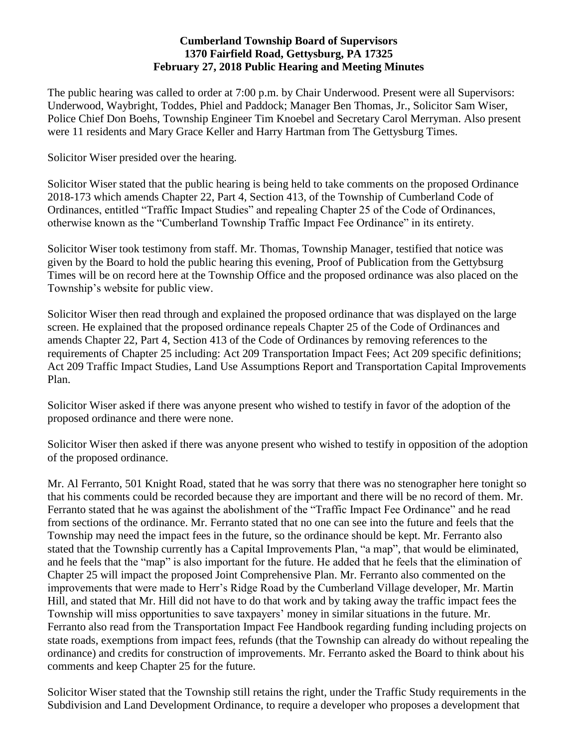**Cumberland Township Board of Supervisors**
**1370 Fairfield Road, Gettysburg, PA 17325**
**February 27, 2018 Public Hearing and Meeting Minutes**

The public hearing was called to order at 7:00 p.m. by Chair Underwood. Present were all Supervisors: Underwood, Waybright, Toddes, Phiel and Paddock; Manager Ben Thomas, Jr., Solicitor Sam Wiser, Police Chief Don Boehs, Township Engineer Tim Knoebel and Secretary Carol Merryman. Also present were 11 residents and Mary Grace Keller and Harry Hartman from The Gettysburg Times.

Solicitor Wiser presided over the hearing.

Solicitor Wiser stated that the public hearing is being held to take comments on the proposed Ordinance 2018-173 which amends Chapter 22, Part 4, Section 413, of the Township of Cumberland Code of Ordinances, entitled "Traffic Impact Studies" and repealing Chapter 25 of the Code of Ordinances, otherwise known as the "Cumberland Township Traffic Impact Fee Ordinance" in its entirety.

Solicitor Wiser took testimony from staff. Mr. Thomas, Township Manager, testified that notice was given by the Board to hold the public hearing this evening, Proof of Publication from the Gettybsurg Times will be on record here at the Township Office and the proposed ordinance was also placed on the Township's website for public view.

Solicitor Wiser then read through and explained the proposed ordinance that was displayed on the large screen. He explained that the proposed ordinance repeals Chapter 25 of the Code of Ordinances and amends Chapter 22, Part 4, Section 413 of the Code of Ordinances by removing references to the requirements of Chapter 25 including: Act 209 Transportation Impact Fees; Act 209 specific definitions; Act 209 Traffic Impact Studies, Land Use Assumptions Report and Transportation Capital Improvements Plan.

Solicitor Wiser asked if there was anyone present who wished to testify in favor of the adoption of the proposed ordinance and there were none.

Solicitor Wiser then asked if there was anyone present who wished to testify in opposition of the adoption of the proposed ordinance.

Mr. Al Ferranto, 501 Knight Road, stated that he was sorry that there was no stenographer here tonight so that his comments could be recorded because they are important and there will be no record of them. Mr. Ferranto stated that he was against the abolishment of the "Traffic Impact Fee Ordinance" and he read from sections of the ordinance. Mr. Ferranto stated that no one can see into the future and feels that the Township may need the impact fees in the future, so the ordinance should be kept. Mr. Ferranto also stated that the Township currently has a Capital Improvements Plan, "a map", that would be eliminated, and he feels that the "map" is also important for the future. He added that he feels that the elimination of Chapter 25 will impact the proposed Joint Comprehensive Plan. Mr. Ferranto also commented on the improvements that were made to Herr's Ridge Road by the Cumberland Village developer, Mr. Martin Hill, and stated that Mr. Hill did not have to do that work and by taking away the traffic impact fees the Township will miss opportunities to save taxpayers' money in similar situations in the future. Mr. Ferranto also read from the Transportation Impact Fee Handbook regarding funding including projects on state roads, exemptions from impact fees, refunds (that the Township can already do without repealing the ordinance) and credits for construction of improvements. Mr. Ferranto asked the Board to think about his comments and keep Chapter 25 for the future.

Solicitor Wiser stated that the Township still retains the right, under the Traffic Study requirements in the Subdivision and Land Development Ordinance, to require a developer who proposes a development that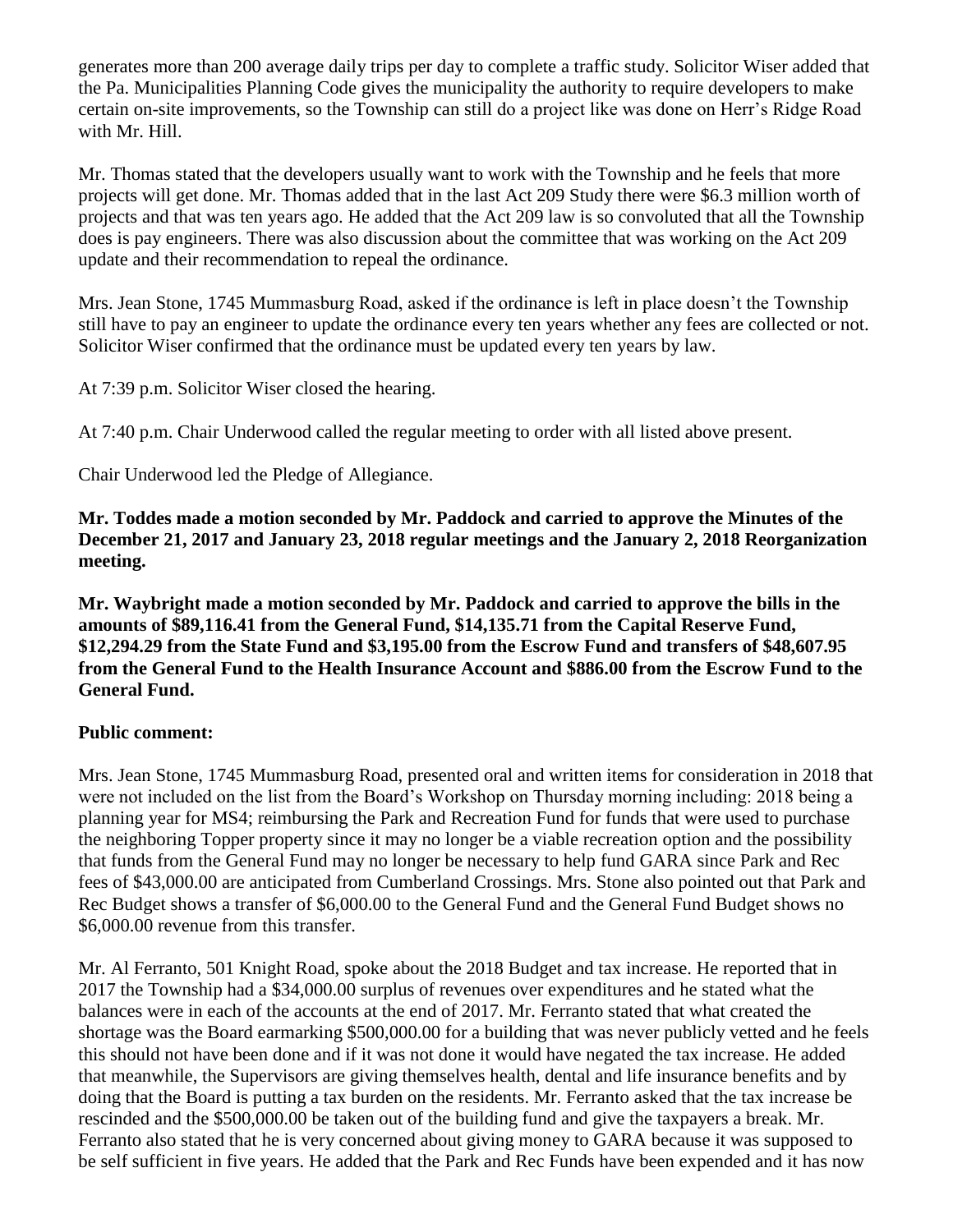generates more than 200 average daily trips per day to complete a traffic study. Solicitor Wiser added that the Pa. Municipalities Planning Code gives the municipality the authority to require developers to make certain on-site improvements, so the Township can still do a project like was done on Herr's Ridge Road with Mr. Hill.

Mr. Thomas stated that the developers usually want to work with the Township and he feels that more projects will get done. Mr. Thomas added that in the last Act 209 Study there were $6.3 million worth of projects and that was ten years ago. He added that the Act 209 law is so convoluted that all the Township does is pay engineers. There was also discussion about the committee that was working on the Act 209 update and their recommendation to repeal the ordinance.

Mrs. Jean Stone, 1745 Mummasburg Road, asked if the ordinance is left in place doesn't the Township still have to pay an engineer to update the ordinance every ten years whether any fees are collected or not. Solicitor Wiser confirmed that the ordinance must be updated every ten years by law.

At 7:39 p.m. Solicitor Wiser closed the hearing.

At 7:40 p.m. Chair Underwood called the regular meeting to order with all listed above present.

Chair Underwood led the Pledge of Allegiance.

**Mr. Toddes made a motion seconded by Mr. Paddock and carried to approve the Minutes of the December 21, 2017 and January 23, 2018 regular meetings and the January 2, 2018 Reorganization meeting.**

**Mr. Waybright made a motion seconded by Mr. Paddock and carried to approve the bills in the amounts of $89,116.41 from the General Fund, $14,135.71 from the Capital Reserve Fund, $12,294.29 from the State Fund and $3,195.00 from the Escrow Fund and transfers of $48,607.95 from the General Fund to the Health Insurance Account and $886.00 from the Escrow Fund to the General Fund.**

**Public comment:**

Mrs. Jean Stone, 1745 Mummasburg Road, presented oral and written items for consideration in 2018 that were not included on the list from the Board's Workshop on Thursday morning including: 2018 being a planning year for MS4; reimbursing the Park and Recreation Fund for funds that were used to purchase the neighboring Topper property since it may no longer be a viable recreation option and the possibility that funds from the General Fund may no longer be necessary to help fund GARA since Park and Rec fees of $43,000.00 are anticipated from Cumberland Crossings. Mrs. Stone also pointed out that Park and Rec Budget shows a transfer of $6,000.00 to the General Fund and the General Fund Budget shows no $6,000.00 revenue from this transfer.

Mr. Al Ferranto, 501 Knight Road, spoke about the 2018 Budget and tax increase. He reported that in 2017 the Township had a $34,000.00 surplus of revenues over expenditures and he stated what the balances were in each of the accounts at the end of 2017. Mr. Ferranto stated that what created the shortage was the Board earmarking $500,000.00 for a building that was never publicly vetted and he feels this should not have been done and if it was not done it would have negated the tax increase. He added that meanwhile, the Supervisors are giving themselves health, dental and life insurance benefits and by doing that the Board is putting a tax burden on the residents. Mr. Ferranto asked that the tax increase be rescinded and the $500,000.00 be taken out of the building fund and give the taxpayers a break. Mr. Ferranto also stated that he is very concerned about giving money to GARA because it was supposed to be self sufficient in five years. He added that the Park and Rec Funds have been expended and it has now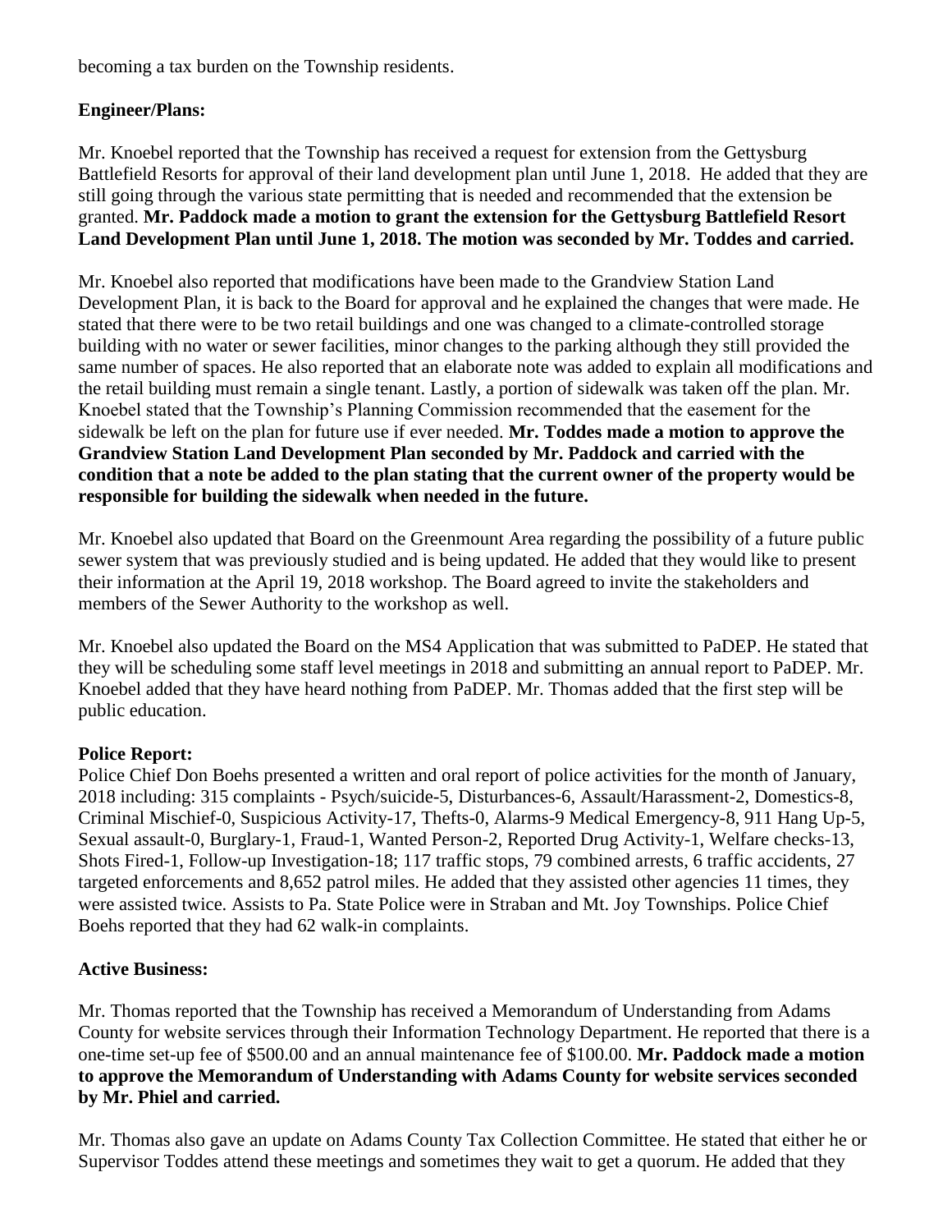becoming a tax burden on the Township residents.

**Engineer/Plans:**

Mr. Knoebel reported that the Township has received a request for extension from the Gettysburg Battlefield Resorts for approval of their land development plan until June 1, 2018. He added that they are still going through the various state permitting that is needed and recommended that the extension be granted. **Mr. Paddock made a motion to grant the extension for the Gettysburg Battlefield Resort Land Development Plan until June 1, 2018. The motion was seconded by Mr. Toddes and carried.**

Mr. Knoebel also reported that modifications have been made to the Grandview Station Land Development Plan, it is back to the Board for approval and he explained the changes that were made. He stated that there were to be two retail buildings and one was changed to a climate-controlled storage building with no water or sewer facilities, minor changes to the parking although they still provided the same number of spaces. He also reported that an elaborate note was added to explain all modifications and the retail building must remain a single tenant. Lastly, a portion of sidewalk was taken off the plan. Mr. Knoebel stated that the Township's Planning Commission recommended that the easement for the sidewalk be left on the plan for future use if ever needed. **Mr. Toddes made a motion to approve the Grandview Station Land Development Plan seconded by Mr. Paddock and carried with the condition that a note be added to the plan stating that the current owner of the property would be responsible for building the sidewalk when needed in the future.**

Mr. Knoebel also updated that Board on the Greenmount Area regarding the possibility of a future public sewer system that was previously studied and is being updated. He added that they would like to present their information at the April 19, 2018 workshop. The Board agreed to invite the stakeholders and members of the Sewer Authority to the workshop as well.

Mr. Knoebel also updated the Board on the MS4 Application that was submitted to PaDEP. He stated that they will be scheduling some staff level meetings in 2018 and submitting an annual report to PaDEP. Mr. Knoebel added that they have heard nothing from PaDEP. Mr. Thomas added that the first step will be public education.

**Police Report:**

Police Chief Don Boehs presented a written and oral report of police activities for the month of January, 2018 including: 315 complaints - Psych/suicide-5, Disturbances-6, Assault/Harassment-2, Domestics-8, Criminal Mischief-0, Suspicious Activity-17, Thefts-0, Alarms-9 Medical Emergency-8, 911 Hang Up-5, Sexual assault-0, Burglary-1, Fraud-1, Wanted Person-2, Reported Drug Activity-1, Welfare checks-13, Shots Fired-1, Follow-up Investigation-18; 117 traffic stops, 79 combined arrests, 6 traffic accidents, 27 targeted enforcements and 8,652 patrol miles. He added that they assisted other agencies 11 times, they were assisted twice. Assists to Pa. State Police were in Straban and Mt. Joy Townships. Police Chief Boehs reported that they had 62 walk-in complaints.

**Active Business:**

Mr. Thomas reported that the Township has received a Memorandum of Understanding from Adams County for website services through their Information Technology Department. He reported that there is a one-time set-up fee of $500.00 and an annual maintenance fee of $100.00. **Mr. Paddock made a motion to approve the Memorandum of Understanding with Adams County for website services seconded by Mr. Phiel and carried.**

Mr. Thomas also gave an update on Adams County Tax Collection Committee. He stated that either he or Supervisor Toddes attend these meetings and sometimes they wait to get a quorum. He added that they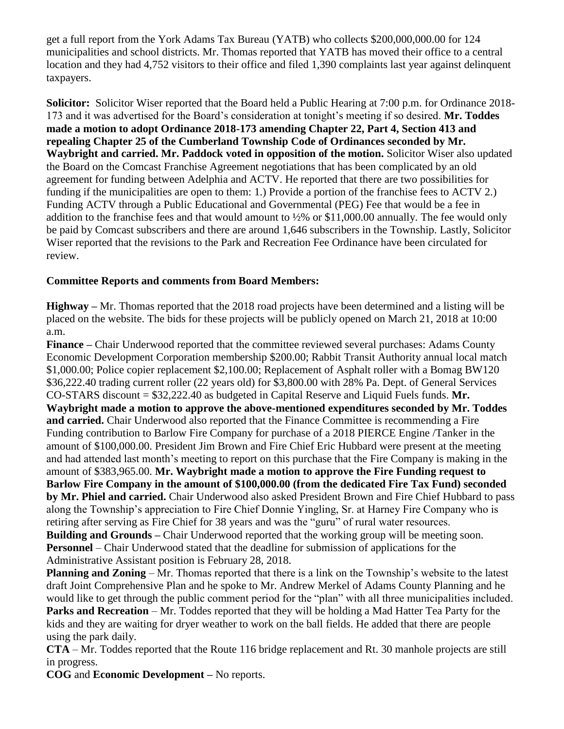get a full report from the York Adams Tax Bureau (YATB) who collects $200,000,000.00 for 124 municipalities and school districts. Mr. Thomas reported that YATB has moved their office to a central location and they had 4,752 visitors to their office and filed 1,390 complaints last year against delinquent taxpayers.

**Solicitor:** Solicitor Wiser reported that the Board held a Public Hearing at 7:00 p.m. for Ordinance 2018-173 and it was advertised for the Board's consideration at tonight's meeting if so desired. **Mr. Toddes made a motion to adopt Ordinance 2018-173 amending Chapter 22, Part 4, Section 413 and repealing Chapter 25 of the Cumberland Township Code of Ordinances seconded by Mr. Waybright and carried. Mr. Paddock voted in opposition of the motion.** Solicitor Wiser also updated the Board on the Comcast Franchise Agreement negotiations that has been complicated by an old agreement for funding between Adelphia and ACTV. He reported that there are two possibilities for funding if the municipalities are open to them: 1.) Provide a portion of the franchise fees to ACTV 2.) Funding ACTV through a Public Educational and Governmental (PEG) Fee that would be a fee in addition to the franchise fees and that would amount to ½% or $11,000.00 annually. The fee would only be paid by Comcast subscribers and there are around 1,646 subscribers in the Township. Lastly, Solicitor Wiser reported that the revisions to the Park and Recreation Fee Ordinance have been circulated for review.

**Committee Reports and comments from Board Members:**

**Highway –** Mr. Thomas reported that the 2018 road projects have been determined and a listing will be placed on the website. The bids for these projects will be publicly opened on March 21, 2018 at 10:00 a.m.

**Finance –** Chair Underwood reported that the committee reviewed several purchases: Adams County Economic Development Corporation membership $200.00; Rabbit Transit Authority annual local match $1,000.00; Police copier replacement $2,100.00; Replacement of Asphalt roller with a Bomag BW120 $36,222.40 trading current roller (22 years old) for $3,800.00 with 28% Pa. Dept. of General Services CO-STARS discount = $32,222.40 as budgeted in Capital Reserve and Liquid Fuels funds. **Mr. Waybright made a motion to approve the above-mentioned expenditures seconded by Mr. Toddes and carried.** Chair Underwood also reported that the Finance Committee is recommending a Fire Funding contribution to Barlow Fire Company for purchase of a 2018 PIERCE Engine /Tanker in the amount of $100,000.00. President Jim Brown and Fire Chief Eric Hubbard were present at the meeting and had attended last month's meeting to report on this purchase that the Fire Company is making in the amount of $383,965.00. **Mr. Waybright made a motion to approve the Fire Funding request to Barlow Fire Company in the amount of $100,000.00 (from the dedicated Fire Tax Fund) seconded by Mr. Phiel and carried.** Chair Underwood also asked President Brown and Fire Chief Hubbard to pass along the Township's appreciation to Fire Chief Donnie Yingling, Sr. at Harney Fire Company who is retiring after serving as Fire Chief for 38 years and was the "guru" of rural water resources.

**Building and Grounds –** Chair Underwood reported that the working group will be meeting soon.

**Personnel** – Chair Underwood stated that the deadline for submission of applications for the Administrative Assistant position is February 28, 2018.

**Planning and Zoning** – Mr. Thomas reported that there is a link on the Township's website to the latest draft Joint Comprehensive Plan and he spoke to Mr. Andrew Merkel of Adams County Planning and he would like to get through the public comment period for the "plan" with all three municipalities included.

**Parks and Recreation** – Mr. Toddes reported that they will be holding a Mad Hatter Tea Party for the kids and they are waiting for dryer weather to work on the ball fields. He added that there are people using the park daily.

**CTA** – Mr. Toddes reported that the Route 116 bridge replacement and Rt. 30 manhole projects are still in progress.

**COG** and **Economic Development –** No reports.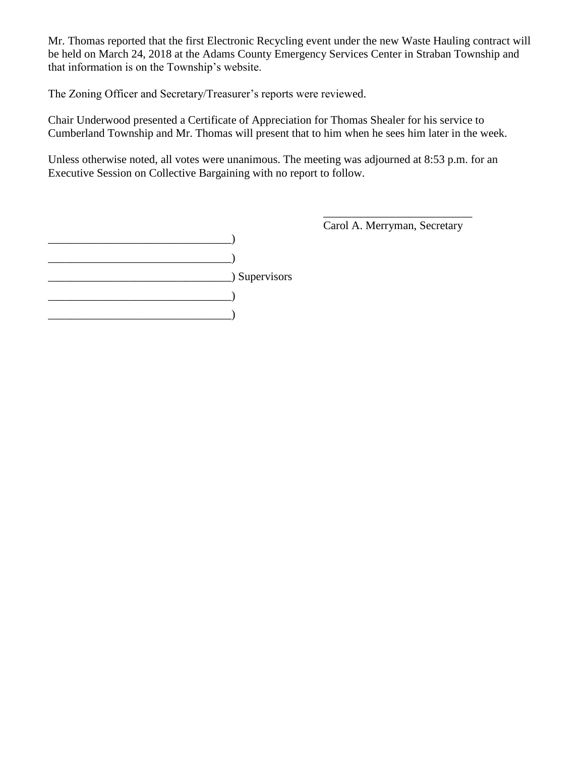Mr. Thomas reported that the first Electronic Recycling event under the new Waste Hauling contract will be held on March 24, 2018 at the Adams County Emergency Services Center in Straban Township and that information is on the Township's website.

The Zoning Officer and Secretary/Treasurer's reports were reviewed.

Chair Underwood presented a Certificate of Appreciation for Thomas Shealer for his service to Cumberland Township and Mr. Thomas will present that to him when he sees him later in the week.

Unless otherwise noted, all votes were unanimous. The meeting was adjourned at 8:53 p.m. for an Executive Session on Collective Bargaining with no report to follow.

___________________________
Carol A. Merryman, Secretary

_________________________________)
_________________________________)
_________________________________) Supervisors
_________________________________)
_________________________________)